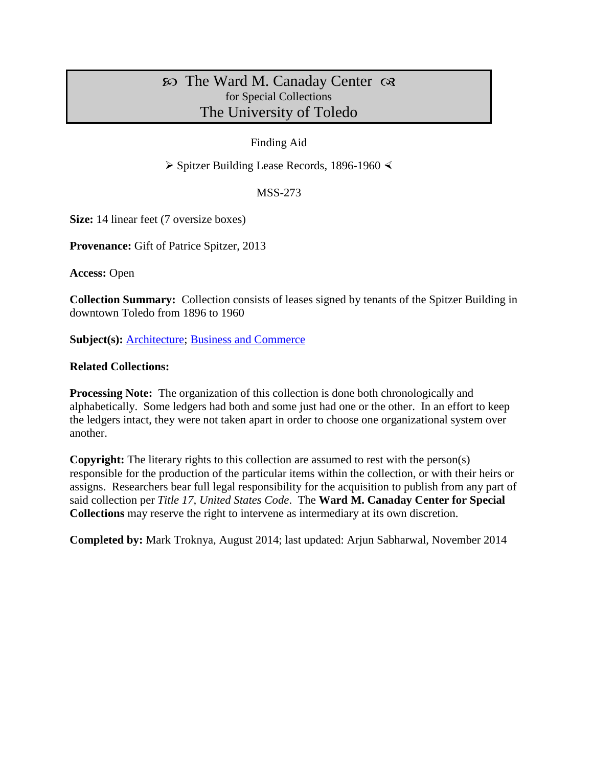# ꙮ The Ward M. Canaday Center ꙮ
for Special Collections
The University of Toledo

Finding Aid

➢ Spitzer Building Lease Records, 1896-1960 ⋖

MSS-273

**Size:** 14 linear feet (7 oversize boxes)

**Provenance:** Gift of Patrice Spitzer, 2013

**Access:** Open

**Collection Summary:** Collection consists of leases signed by tenants of the Spitzer Building in downtown Toledo from 1896 to 1960

**Subject(s):** Architecture; Business and Commerce

**Related Collections:**

**Processing Note:** The organization of this collection is done both chronologically and alphabetically. Some ledgers had both and some just had one or the other. In an effort to keep the ledgers intact, they were not taken apart in order to choose one organizational system over another.

**Copyright:** The literary rights to this collection are assumed to rest with the person(s) responsible for the production of the particular items within the collection, or with their heirs or assigns. Researchers bear full legal responsibility for the acquisition to publish from any part of said collection per *Title 17, United States Code*. The **Ward M. Canaday Center for Special Collections** may reserve the right to intervene as intermediary at its own discretion.

**Completed by:** Mark Troknya, August 2014; last updated: Arjun Sabharwal, November 2014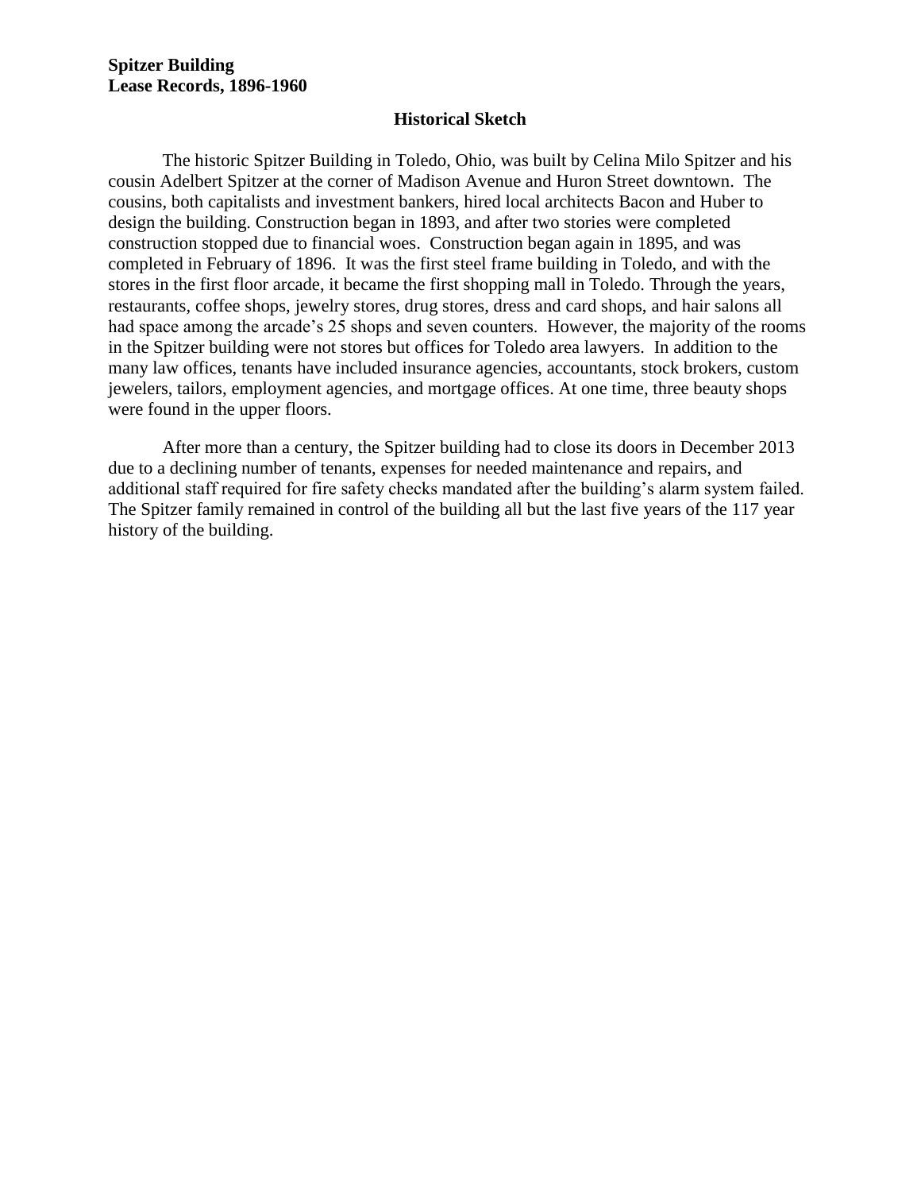**Spitzer Building**
**Lease Records, 1896-1960**

## Historical Sketch

The historic Spitzer Building in Toledo, Ohio, was built by Celina Milo Spitzer and his cousin Adelbert Spitzer at the corner of Madison Avenue and Huron Street downtown. The cousins, both capitalists and investment bankers, hired local architects Bacon and Huber to design the building. Construction began in 1893, and after two stories were completed construction stopped due to financial woes. Construction began again in 1895, and was completed in February of 1896. It was the first steel frame building in Toledo, and with the stores in the first floor arcade, it became the first shopping mall in Toledo. Through the years, restaurants, coffee shops, jewelry stores, drug stores, dress and card shops, and hair salons all had space among the arcade's 25 shops and seven counters. However, the majority of the rooms in the Spitzer building were not stores but offices for Toledo area lawyers. In addition to the many law offices, tenants have included insurance agencies, accountants, stock brokers, custom jewelers, tailors, employment agencies, and mortgage offices. At one time, three beauty shops were found in the upper floors.

After more than a century, the Spitzer building had to close its doors in December 2013 due to a declining number of tenants, expenses for needed maintenance and repairs, and additional staff required for fire safety checks mandated after the building's alarm system failed. The Spitzer family remained in control of the building all but the last five years of the 117 year history of the building.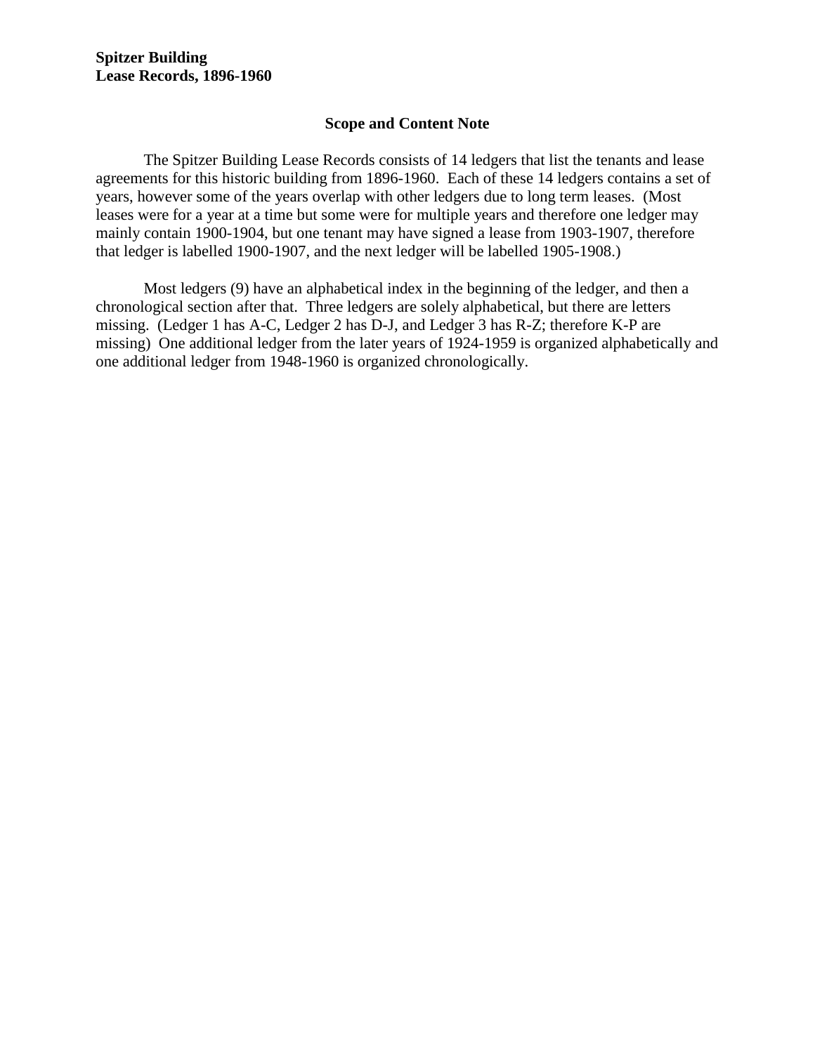**Spitzer Building**
**Lease Records, 1896-1960**

## Scope and Content Note

The Spitzer Building Lease Records consists of 14 ledgers that list the tenants and lease agreements for this historic building from 1896-1960. Each of these 14 ledgers contains a set of years, however some of the years overlap with other ledgers due to long term leases. (Most leases were for a year at a time but some were for multiple years and therefore one ledger may mainly contain 1900-1904, but one tenant may have signed a lease from 1903-1907, therefore that ledger is labelled 1900-1907, and the next ledger will be labelled 1905-1908.)

Most ledgers (9) have an alphabetical index in the beginning of the ledger, and then a chronological section after that. Three ledgers are solely alphabetical, but there are letters missing. (Ledger 1 has A-C, Ledger 2 has D-J, and Ledger 3 has R-Z; therefore K-P are missing) One additional ledger from the later years of 1924-1959 is organized alphabetically and one additional ledger from 1948-1960 is organized chronologically.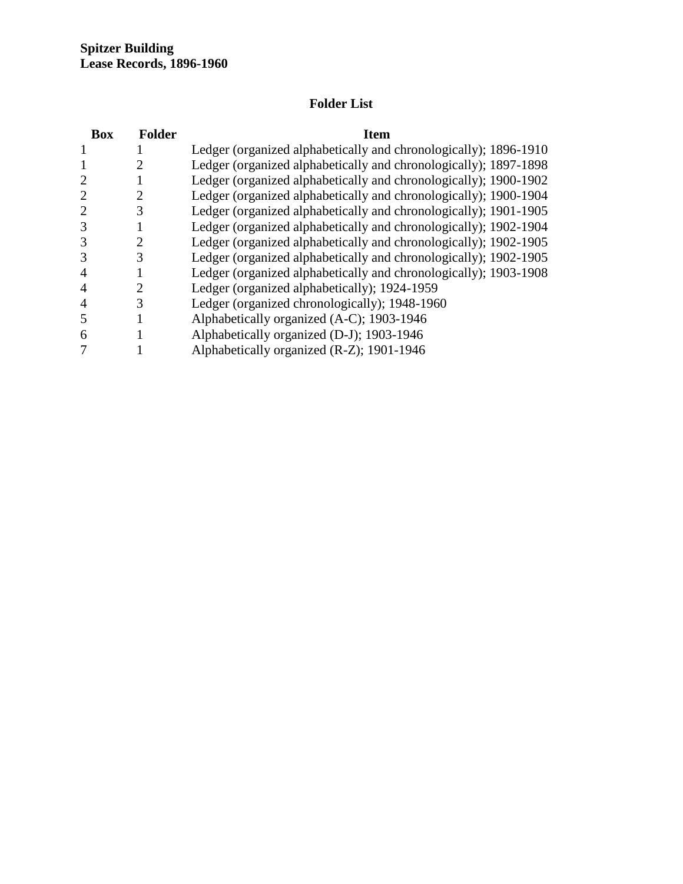**Spitzer Building**
**Lease Records, 1896-1960**

## Folder List

| Box | Folder | Item |
|---|---|---|
| 1 | 1 | Ledger (organized alphabetically and chronologically); 1896-1910 |
| 1 | 2 | Ledger (organized alphabetically and chronologically); 1897-1898 |
| 2 | 1 | Ledger (organized alphabetically and chronologically); 1900-1902 |
| 2 | 2 | Ledger (organized alphabetically and chronologically); 1900-1904 |
| 2 | 3 | Ledger (organized alphabetically and chronologically); 1901-1905 |
| 3 | 1 | Ledger (organized alphabetically and chronologically); 1902-1904 |
| 3 | 2 | Ledger (organized alphabetically and chronologically); 1902-1905 |
| 3 | 3 | Ledger (organized alphabetically and chronologically); 1902-1905 |
| 4 | 1 | Ledger (organized alphabetically and chronologically); 1903-1908 |
| 4 | 2 | Ledger (organized alphabetically); 1924-1959 |
| 4 | 3 | Ledger (organized chronologically); 1948-1960 |
| 5 | 1 | Alphabetically organized (A-C); 1903-1946 |
| 6 | 1 | Alphabetically organized (D-J); 1903-1946 |
| 7 | 1 | Alphabetically organized (R-Z); 1901-1946 |